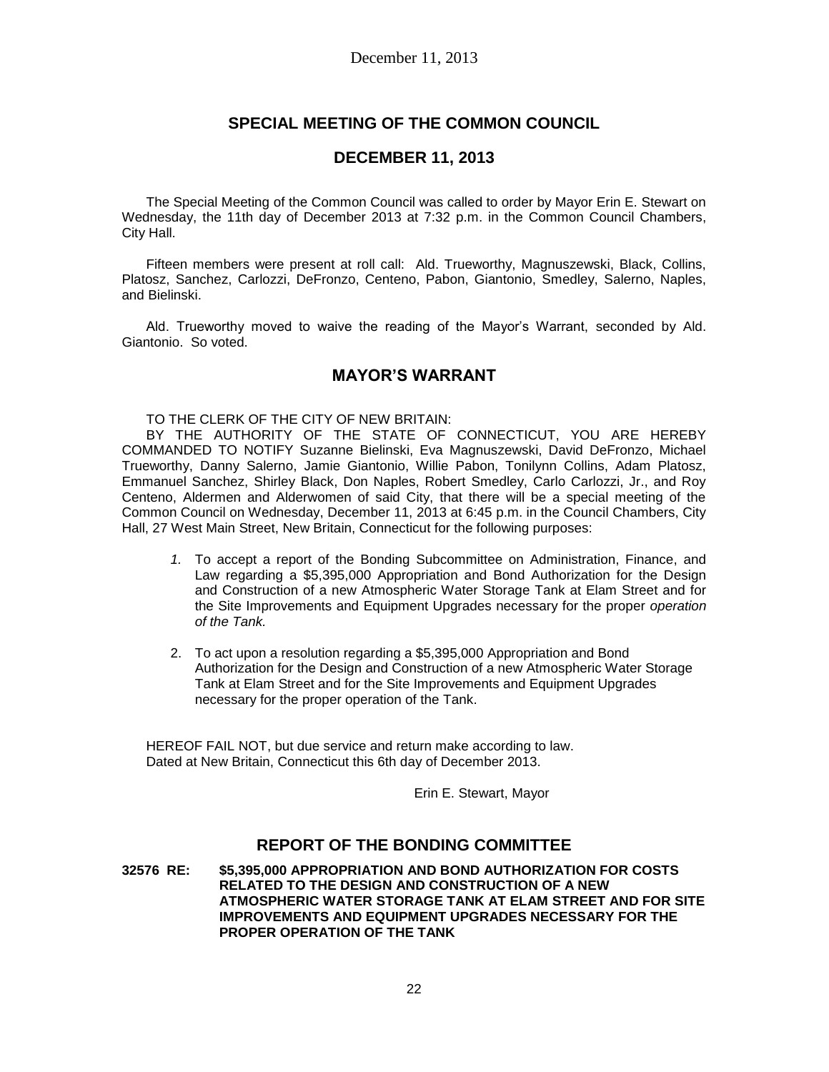## SPECIAL MEETING OF THE COMMON COUNCIL

## DECEMBER 11, 2013

The Special Meeting of the Common Council was called to order by Mayor Erin E. Stewart on Wednesday, the 11th day of December 2013 at 7:32 p.m. in the Common Council Chambers, City Hall.

Fifteen members were present at roll call: Ald. Trueworthy, Magnuszewski, Black, Collins, Platosz, Sanchez, Carlozzi, DeFronzo, Centeno, Pabon, Giantonio, Smedley, Salerno, Naples, and Bielinski.

Ald. Trueworthy moved to waive the reading of the Mayor's Warrant, seconded by Ald. Giantonio. So voted.

## MAYOR'S WARRANT

TO THE CLERK OF THE CITY OF NEW BRITAIN:

BY THE AUTHORITY OF THE STATE OF CONNECTICUT, YOU ARE HEREBY COMMANDED TO NOTIFY Suzanne Bielinski, Eva Magnuszewski, David DeFronzo, Michael Trueworthy, Danny Salerno, Jamie Giantonio, Willie Pabon, Tonilynn Collins, Adam Platosz, Emmanuel Sanchez, Shirley Black, Don Naples, Robert Smedley, Carlo Carlozzi, Jr., and Roy Centeno, Aldermen and Alderwomen of said City, that there will be a special meeting of the Common Council on Wednesday, December 11, 2013 at 6:45 p.m. in the Council Chambers, City Hall, 27 West Main Street, New Britain, Connecticut for the following purposes:

1. To accept a report of the Bonding Subcommittee on Administration, Finance, and Law regarding a $5,395,000 Appropriation and Bond Authorization for the Design and Construction of a new Atmospheric Water Storage Tank at Elam Street and for the Site Improvements and Equipment Upgrades necessary for the proper *operation of the Tank.*

2. To act upon a resolution regarding a $5,395,000 Appropriation and Bond Authorization for the Design and Construction of a new Atmospheric Water Storage Tank at Elam Street and for the Site Improvements and Equipment Upgrades necessary for the proper operation of the Tank.

HEREOF FAIL NOT, but due service and return make according to law.
Dated at New Britain, Connecticut this 6th day of December 2013.

Erin E. Stewart, Mayor

## REPORT OF THE BONDING COMMITTEE

**32576 RE: $5,395,000 APPROPRIATION AND BOND AUTHORIZATION FOR COSTS RELATED TO THE DESIGN AND CONSTRUCTION OF A NEW ATMOSPHERIC WATER STORAGE TANK AT ELAM STREET AND FOR SITE IMPROVEMENTS AND EQUIPMENT UPGRADES NECESSARY FOR THE PROPER OPERATION OF THE TANK**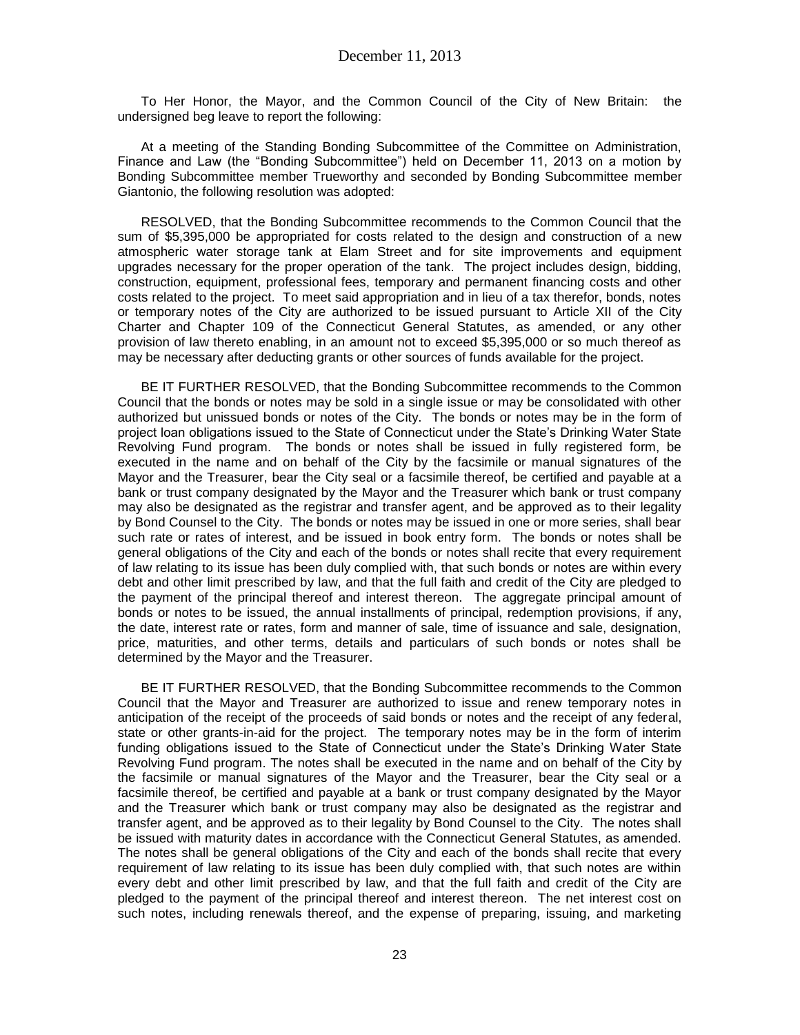December 11, 2013

To Her Honor, the Mayor, and the Common Council of the City of New Britain: the undersigned beg leave to report the following:

At a meeting of the Standing Bonding Subcommittee of the Committee on Administration, Finance and Law (the "Bonding Subcommittee") held on December 11, 2013 on a motion by Bonding Subcommittee member Trueworthy and seconded by Bonding Subcommittee member Giantonio, the following resolution was adopted:

RESOLVED, that the Bonding Subcommittee recommends to the Common Council that the sum of $5,395,000 be appropriated for costs related to the design and construction of a new atmospheric water storage tank at Elam Street and for site improvements and equipment upgrades necessary for the proper operation of the tank. The project includes design, bidding, construction, equipment, professional fees, temporary and permanent financing costs and other costs related to the project. To meet said appropriation and in lieu of a tax therefor, bonds, notes or temporary notes of the City are authorized to be issued pursuant to Article XII of the City Charter and Chapter 109 of the Connecticut General Statutes, as amended, or any other provision of law thereto enabling, in an amount not to exceed $5,395,000 or so much thereof as may be necessary after deducting grants or other sources of funds available for the project.

BE IT FURTHER RESOLVED, that the Bonding Subcommittee recommends to the Common Council that the bonds or notes may be sold in a single issue or may be consolidated with other authorized but unissued bonds or notes of the City. The bonds or notes may be in the form of project loan obligations issued to the State of Connecticut under the State's Drinking Water State Revolving Fund program. The bonds or notes shall be issued in fully registered form, be executed in the name and on behalf of the City by the facsimile or manual signatures of the Mayor and the Treasurer, bear the City seal or a facsimile thereof, be certified and payable at a bank or trust company designated by the Mayor and the Treasurer which bank or trust company may also be designated as the registrar and transfer agent, and be approved as to their legality by Bond Counsel to the City. The bonds or notes may be issued in one or more series, shall bear such rate or rates of interest, and be issued in book entry form. The bonds or notes shall be general obligations of the City and each of the bonds or notes shall recite that every requirement of law relating to its issue has been duly complied with, that such bonds or notes are within every debt and other limit prescribed by law, and that the full faith and credit of the City are pledged to the payment of the principal thereof and interest thereon. The aggregate principal amount of bonds or notes to be issued, the annual installments of principal, redemption provisions, if any, the date, interest rate or rates, form and manner of sale, time of issuance and sale, designation, price, maturities, and other terms, details and particulars of such bonds or notes shall be determined by the Mayor and the Treasurer.

BE IT FURTHER RESOLVED, that the Bonding Subcommittee recommends to the Common Council that the Mayor and Treasurer are authorized to issue and renew temporary notes in anticipation of the receipt of the proceeds of said bonds or notes and the receipt of any federal, state or other grants-in-aid for the project. The temporary notes may be in the form of interim funding obligations issued to the State of Connecticut under the State's Drinking Water State Revolving Fund program. The notes shall be executed in the name and on behalf of the City by the facsimile or manual signatures of the Mayor and the Treasurer, bear the City seal or a facsimile thereof, be certified and payable at a bank or trust company designated by the Mayor and the Treasurer which bank or trust company may also be designated as the registrar and transfer agent, and be approved as to their legality by Bond Counsel to the City. The notes shall be issued with maturity dates in accordance with the Connecticut General Statutes, as amended. The notes shall be general obligations of the City and each of the bonds shall recite that every requirement of law relating to its issue has been duly complied with, that such notes are within every debt and other limit prescribed by law, and that the full faith and credit of the City are pledged to the payment of the principal thereof and interest thereon. The net interest cost on such notes, including renewals thereof, and the expense of preparing, issuing, and marketing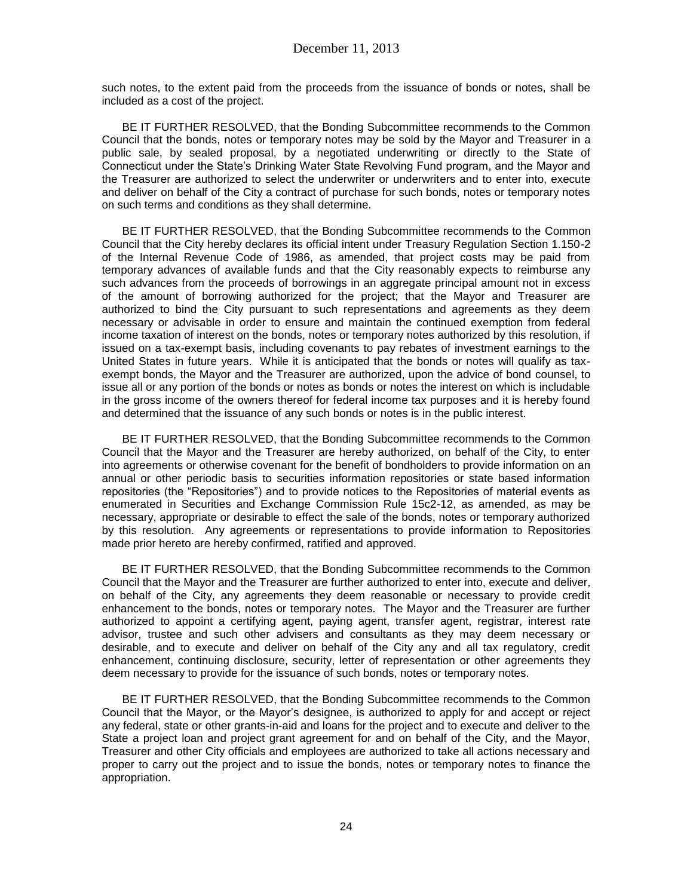such notes, to the extent paid from the proceeds from the issuance of bonds or notes, shall be included as a cost of the project.

BE IT FURTHER RESOLVED, that the Bonding Subcommittee recommends to the Common Council that the bonds, notes or temporary notes may be sold by the Mayor and Treasurer in a public sale, by sealed proposal, by a negotiated underwriting or directly to the State of Connecticut under the State's Drinking Water State Revolving Fund program, and the Mayor and the Treasurer are authorized to select the underwriter or underwriters and to enter into, execute and deliver on behalf of the City a contract of purchase for such bonds, notes or temporary notes on such terms and conditions as they shall determine.

BE IT FURTHER RESOLVED, that the Bonding Subcommittee recommends to the Common Council that the City hereby declares its official intent under Treasury Regulation Section 1.150-2 of the Internal Revenue Code of 1986, as amended, that project costs may be paid from temporary advances of available funds and that the City reasonably expects to reimburse any such advances from the proceeds of borrowings in an aggregate principal amount not in excess of the amount of borrowing authorized for the project; that the Mayor and Treasurer are authorized to bind the City pursuant to such representations and agreements as they deem necessary or advisable in order to ensure and maintain the continued exemption from federal income taxation of interest on the bonds, notes or temporary notes authorized by this resolution, if issued on a tax-exempt basis, including covenants to pay rebates of investment earnings to the United States in future years. While it is anticipated that the bonds or notes will qualify as tax-exempt bonds, the Mayor and the Treasurer are authorized, upon the advice of bond counsel, to issue all or any portion of the bonds or notes as bonds or notes the interest on which is includable in the gross income of the owners thereof for federal income tax purposes and it is hereby found and determined that the issuance of any such bonds or notes is in the public interest.

BE IT FURTHER RESOLVED, that the Bonding Subcommittee recommends to the Common Council that the Mayor and the Treasurer are hereby authorized, on behalf of the City, to enter into agreements or otherwise covenant for the benefit of bondholders to provide information on an annual or other periodic basis to securities information repositories or state based information repositories (the "Repositories") and to provide notices to the Repositories of material events as enumerated in Securities and Exchange Commission Rule 15c2-12, as amended, as may be necessary, appropriate or desirable to effect the sale of the bonds, notes or temporary authorized by this resolution. Any agreements or representations to provide information to Repositories made prior hereto are hereby confirmed, ratified and approved.

BE IT FURTHER RESOLVED, that the Bonding Subcommittee recommends to the Common Council that the Mayor and the Treasurer are further authorized to enter into, execute and deliver, on behalf of the City, any agreements they deem reasonable or necessary to provide credit enhancement to the bonds, notes or temporary notes. The Mayor and the Treasurer are further authorized to appoint a certifying agent, paying agent, transfer agent, registrar, interest rate advisor, trustee and such other advisers and consultants as they may deem necessary or desirable, and to execute and deliver on behalf of the City any and all tax regulatory, credit enhancement, continuing disclosure, security, letter of representation or other agreements they deem necessary to provide for the issuance of such bonds, notes or temporary notes.

BE IT FURTHER RESOLVED, that the Bonding Subcommittee recommends to the Common Council that the Mayor, or the Mayor's designee, is authorized to apply for and accept or reject any federal, state or other grants-in-aid and loans for the project and to execute and deliver to the State a project loan and project grant agreement for and on behalf of the City, and the Mayor, Treasurer and other City officials and employees are authorized to take all actions necessary and proper to carry out the project and to issue the bonds, notes or temporary notes to finance the appropriation.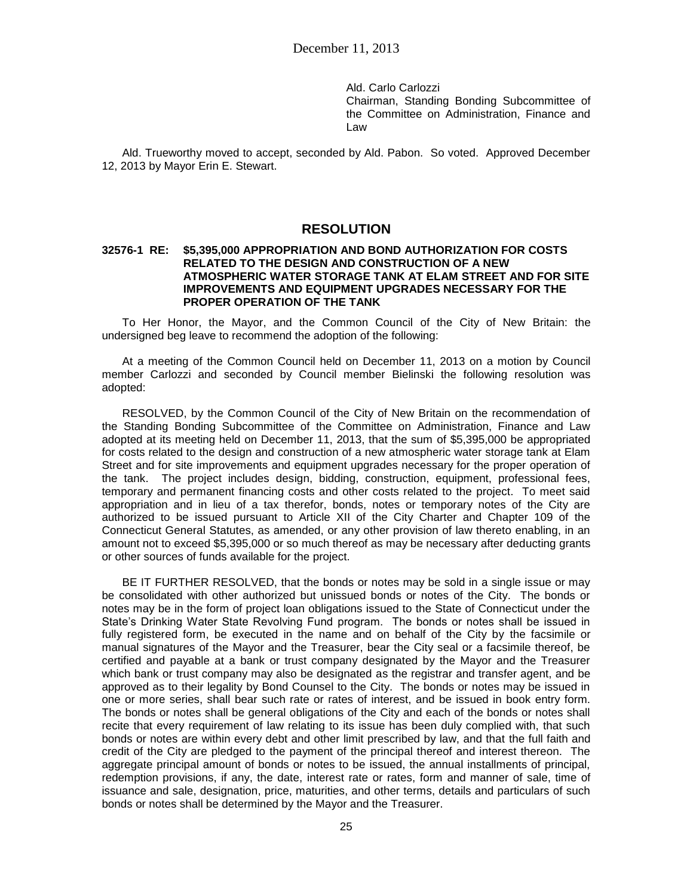Ald. Carlo Carlozzi
Chairman, Standing Bonding Subcommittee of the Committee on Administration, Finance and Law

Ald. Trueworthy moved to accept, seconded by Ald. Pabon. So voted. Approved December 12, 2013 by Mayor Erin E. Stewart.

## RESOLUTION

**32576-1 RE: $5,395,000 APPROPRIATION AND BOND AUTHORIZATION FOR COSTS RELATED TO THE DESIGN AND CONSTRUCTION OF A NEW ATMOSPHERIC WATER STORAGE TANK AT ELAM STREET AND FOR SITE IMPROVEMENTS AND EQUIPMENT UPGRADES NECESSARY FOR THE PROPER OPERATION OF THE TANK**

To Her Honor, the Mayor, and the Common Council of the City of New Britain: the undersigned beg leave to recommend the adoption of the following:

At a meeting of the Common Council held on December 11, 2013 on a motion by Council member Carlozzi and seconded by Council member Bielinski the following resolution was adopted:

RESOLVED, by the Common Council of the City of New Britain on the recommendation of the Standing Bonding Subcommittee of the Committee on Administration, Finance and Law adopted at its meeting held on December 11, 2013, that the sum of $5,395,000 be appropriated for costs related to the design and construction of a new atmospheric water storage tank at Elam Street and for site improvements and equipment upgrades necessary for the proper operation of the tank. The project includes design, bidding, construction, equipment, professional fees, temporary and permanent financing costs and other costs related to the project. To meet said appropriation and in lieu of a tax therefor, bonds, notes or temporary notes of the City are authorized to be issued pursuant to Article XII of the City Charter and Chapter 109 of the Connecticut General Statutes, as amended, or any other provision of law thereto enabling, in an amount not to exceed $5,395,000 or so much thereof as may be necessary after deducting grants or other sources of funds available for the project.

BE IT FURTHER RESOLVED, that the bonds or notes may be sold in a single issue or may be consolidated with other authorized but unissued bonds or notes of the City. The bonds or notes may be in the form of project loan obligations issued to the State of Connecticut under the State's Drinking Water State Revolving Fund program. The bonds or notes shall be issued in fully registered form, be executed in the name and on behalf of the City by the facsimile or manual signatures of the Mayor and the Treasurer, bear the City seal or a facsimile thereof, be certified and payable at a bank or trust company designated by the Mayor and the Treasurer which bank or trust company may also be designated as the registrar and transfer agent, and be approved as to their legality by Bond Counsel to the City. The bonds or notes may be issued in one or more series, shall bear such rate or rates of interest, and be issued in book entry form. The bonds or notes shall be general obligations of the City and each of the bonds or notes shall recite that every requirement of law relating to its issue has been duly complied with, that such bonds or notes are within every debt and other limit prescribed by law, and that the full faith and credit of the City are pledged to the payment of the principal thereof and interest thereon. The aggregate principal amount of bonds or notes to be issued, the annual installments of principal, redemption provisions, if any, the date, interest rate or rates, form and manner of sale, time of issuance and sale, designation, price, maturities, and other terms, details and particulars of such bonds or notes shall be determined by the Mayor and the Treasurer.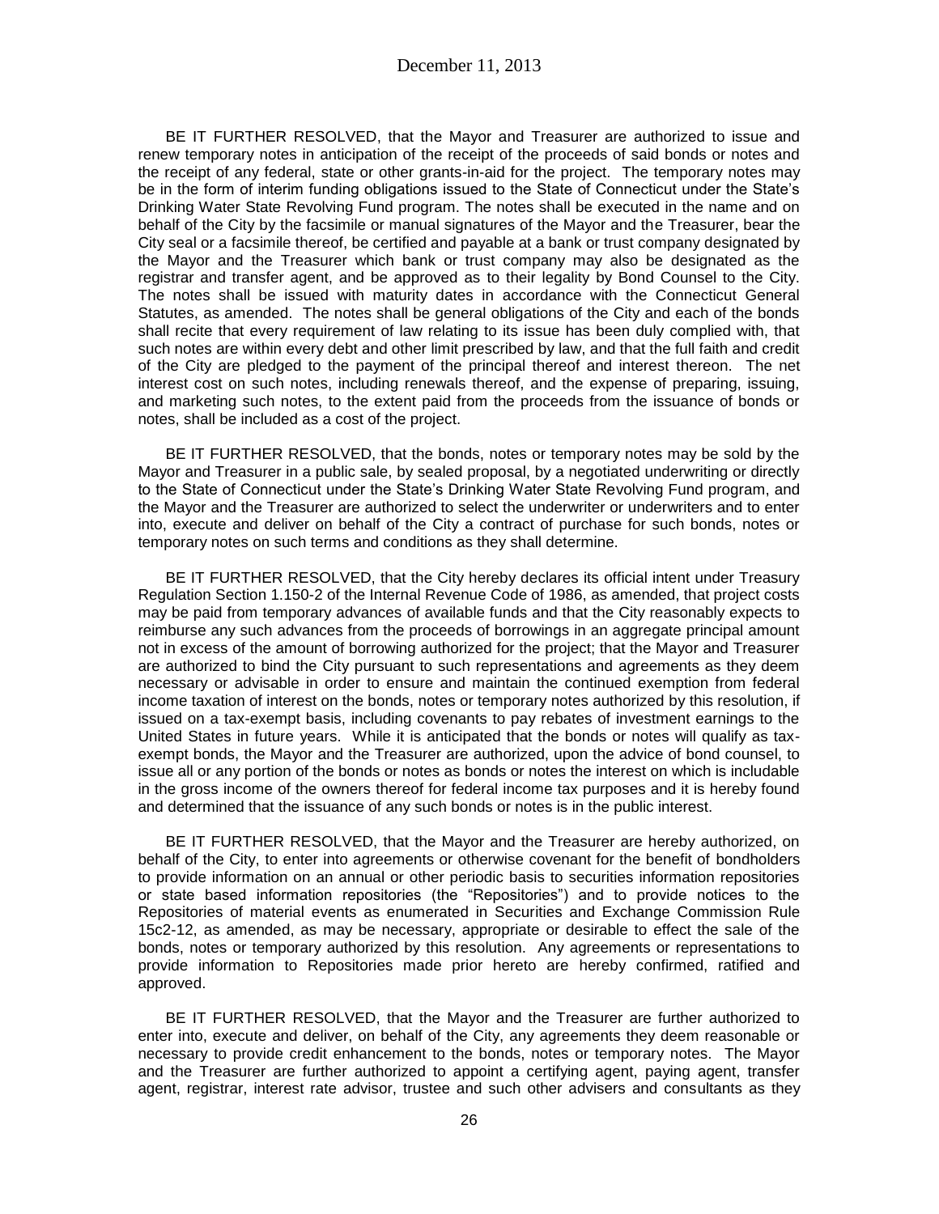BE IT FURTHER RESOLVED, that the Mayor and Treasurer are authorized to issue and renew temporary notes in anticipation of the receipt of the proceeds of said bonds or notes and the receipt of any federal, state or other grants-in-aid for the project. The temporary notes may be in the form of interim funding obligations issued to the State of Connecticut under the State's Drinking Water State Revolving Fund program. The notes shall be executed in the name and on behalf of the City by the facsimile or manual signatures of the Mayor and the Treasurer, bear the City seal or a facsimile thereof, be certified and payable at a bank or trust company designated by the Mayor and the Treasurer which bank or trust company may also be designated as the registrar and transfer agent, and be approved as to their legality by Bond Counsel to the City. The notes shall be issued with maturity dates in accordance with the Connecticut General Statutes, as amended. The notes shall be general obligations of the City and each of the bonds shall recite that every requirement of law relating to its issue has been duly complied with, that such notes are within every debt and other limit prescribed by law, and that the full faith and credit of the City are pledged to the payment of the principal thereof and interest thereon. The net interest cost on such notes, including renewals thereof, and the expense of preparing, issuing, and marketing such notes, to the extent paid from the proceeds from the issuance of bonds or notes, shall be included as a cost of the project.

BE IT FURTHER RESOLVED, that the bonds, notes or temporary notes may be sold by the Mayor and Treasurer in a public sale, by sealed proposal, by a negotiated underwriting or directly to the State of Connecticut under the State's Drinking Water State Revolving Fund program, and the Mayor and the Treasurer are authorized to select the underwriter or underwriters and to enter into, execute and deliver on behalf of the City a contract of purchase for such bonds, notes or temporary notes on such terms and conditions as they shall determine.

BE IT FURTHER RESOLVED, that the City hereby declares its official intent under Treasury Regulation Section 1.150-2 of the Internal Revenue Code of 1986, as amended, that project costs may be paid from temporary advances of available funds and that the City reasonably expects to reimburse any such advances from the proceeds of borrowings in an aggregate principal amount not in excess of the amount of borrowing authorized for the project; that the Mayor and Treasurer are authorized to bind the City pursuant to such representations and agreements as they deem necessary or advisable in order to ensure and maintain the continued exemption from federal income taxation of interest on the bonds, notes or temporary notes authorized by this resolution, if issued on a tax-exempt basis, including covenants to pay rebates of investment earnings to the United States in future years. While it is anticipated that the bonds or notes will qualify as tax-exempt bonds, the Mayor and the Treasurer are authorized, upon the advice of bond counsel, to issue all or any portion of the bonds or notes as bonds or notes the interest on which is includable in the gross income of the owners thereof for federal income tax purposes and it is hereby found and determined that the issuance of any such bonds or notes is in the public interest.

BE IT FURTHER RESOLVED, that the Mayor and the Treasurer are hereby authorized, on behalf of the City, to enter into agreements or otherwise covenant for the benefit of bondholders to provide information on an annual or other periodic basis to securities information repositories or state based information repositories (the "Repositories") and to provide notices to the Repositories of material events as enumerated in Securities and Exchange Commission Rule 15c2-12, as amended, as may be necessary, appropriate or desirable to effect the sale of the bonds, notes or temporary authorized by this resolution. Any agreements or representations to provide information to Repositories made prior hereto are hereby confirmed, ratified and approved.

BE IT FURTHER RESOLVED, that the Mayor and the Treasurer are further authorized to enter into, execute and deliver, on behalf of the City, any agreements they deem reasonable or necessary to provide credit enhancement to the bonds, notes or temporary notes. The Mayor and the Treasurer are further authorized to appoint a certifying agent, paying agent, transfer agent, registrar, interest rate advisor, trustee and such other advisers and consultants as they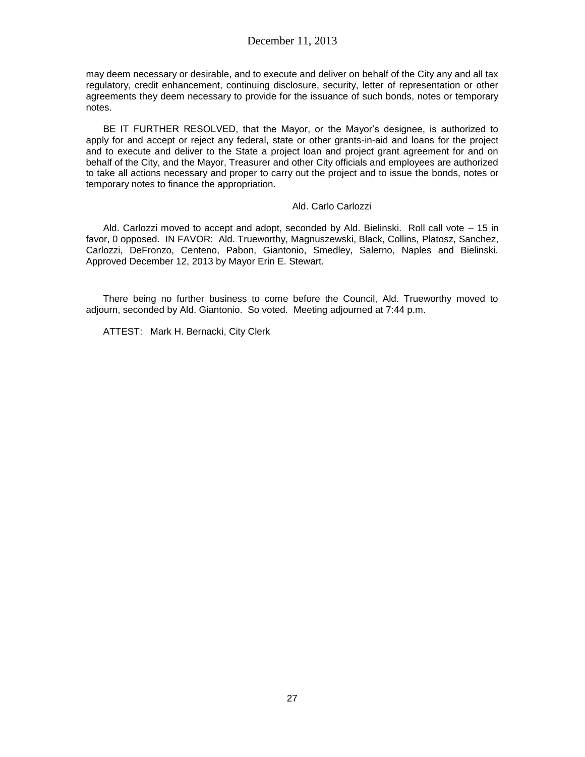may deem necessary or desirable, and to execute and deliver on behalf of the City any and all tax regulatory, credit enhancement, continuing disclosure, security, letter of representation or other agreements they deem necessary to provide for the issuance of such bonds, notes or temporary notes.

BE IT FURTHER RESOLVED, that the Mayor, or the Mayor's designee, is authorized to apply for and accept or reject any federal, state or other grants-in-aid and loans for the project and to execute and deliver to the State a project loan and project grant agreement for and on behalf of the City, and the Mayor, Treasurer and other City officials and employees are authorized to take all actions necessary and proper to carry out the project and to issue the bonds, notes or temporary notes to finance the appropriation.

Ald. Carlo Carlozzi

Ald. Carlozzi moved to accept and adopt, seconded by Ald. Bielinski. Roll call vote – 15 in favor, 0 opposed. IN FAVOR: Ald. Trueworthy, Magnuszewski, Black, Collins, Platosz, Sanchez, Carlozzi, DeFronzo, Centeno, Pabon, Giantonio, Smedley, Salerno, Naples and Bielinski. Approved December 12, 2013 by Mayor Erin E. Stewart.

There being no further business to come before the Council, Ald. Trueworthy moved to adjourn, seconded by Ald. Giantonio. So voted. Meeting adjourned at 7:44 p.m.

ATTEST: Mark H. Bernacki, City Clerk